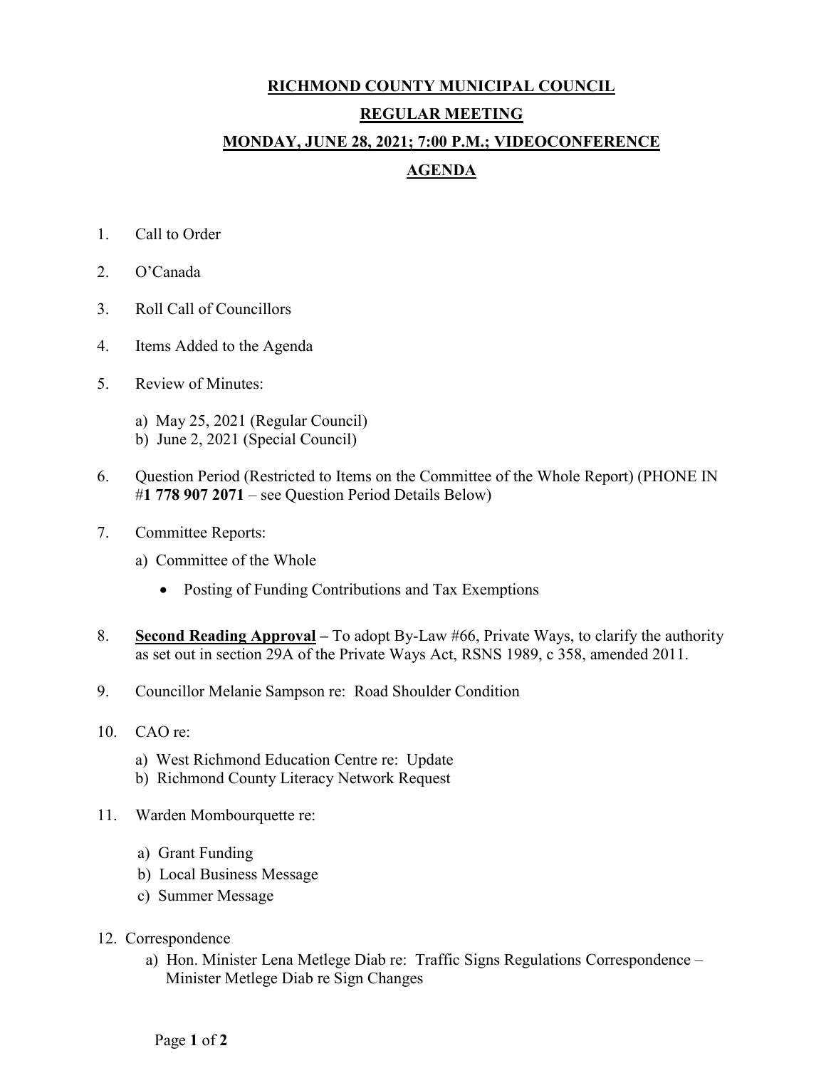# RICHMOND COUNTY MUNICIPAL COUNCIL

## REGULAR MEETING

## MONDAY, JUNE 28, 2021; 7:00 P.M.; VIDEOCONFERENCE

## AGENDA

1. Call to Order

2. O'Canada

3. Roll Call of Councillors

4. Items Added to the Agenda

5. Review of Minutes:

   a) May 25, 2021 (Regular Council)
   b) June 2, 2021 (Special Council)

6. Question Period (Restricted to Items on the Committee of the Whole Report) (PHONE IN #**1 778 907 2071** – see Question Period Details Below)

7. Committee Reports:

   a) Committee of the Whole

      - Posting of Funding Contributions and Tax Exemptions

8. **Second Reading Approval** – To adopt By-Law #66, Private Ways, to clarify the authority as set out in section 29A of the Private Ways Act, RSNS 1989, c 358, amended 2011.

9. Councillor Melanie Sampson re: Road Shoulder Condition

10. CAO re:

    a) West Richmond Education Centre re: Update
    b) Richmond County Literacy Network Request

11. Warden Mombourquette re:

    a) Grant Funding
    b) Local Business Message
    c) Summer Message

12. Correspondence

    a) Hon. Minister Lena Metlege Diab re: Traffic Signs Regulations Correspondence – Minister Metlege Diab re Sign Changes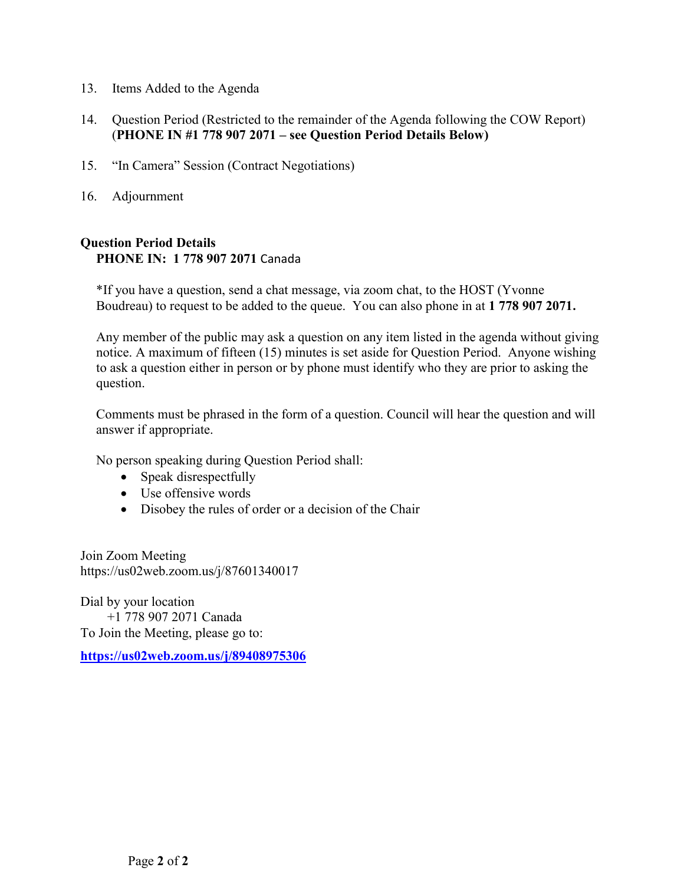13. Items Added to the Agenda

14. Question Period (Restricted to the remainder of the Agenda following the COW Report) (**PHONE IN #1 778 907 2071 – see Question Period Details Below)**

15. "In Camera" Session (Contract Negotiations)

16. Adjournment

**Question Period Details**

**PHONE IN: 1 778 907 2071** Canada

*If you have a question, send a chat message, via zoom chat, to the HOST (Yvonne Boudreau) to request to be added to the queue. You can also phone in at **1 778 907 2071.**

Any member of the public may ask a question on any item listed in the agenda without giving notice. A maximum of fifteen (15) minutes is set aside for Question Period. Anyone wishing to ask a question either in person or by phone must identify who they are prior to asking the question.

Comments must be phrased in the form of a question. Council will hear the question and will answer if appropriate.

No person speaking during Question Period shall:

- Speak disrespectfully
- Use offensive words
- Disobey the rules of order or a decision of the Chair

Join Zoom Meeting
https://us02web.zoom.us/j/87601340017

Dial by your location
+1 778 907 2071 Canada
To Join the Meeting, please go to:

**https://us02web.zoom.us/j/89408975306**